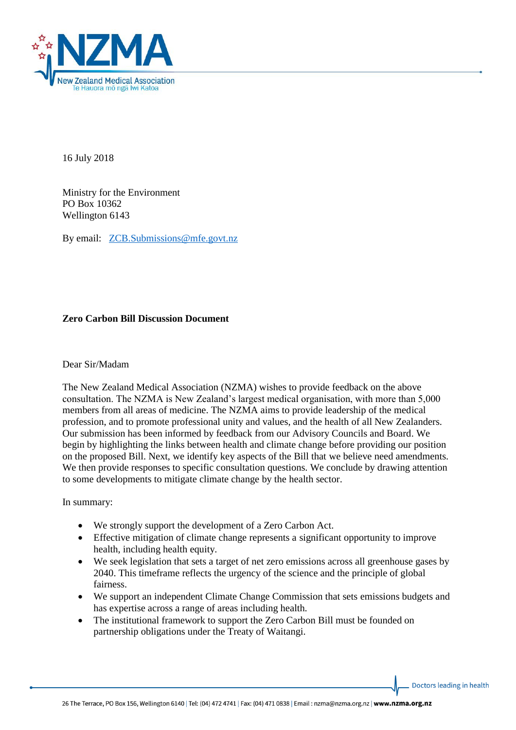16 July 2018

Ministry for the Environment
PO Box 10362
Wellington 6143

By email: ZCB.Submissions@mfe.govt.nz

**Zero Carbon Bill Discussion Document**

Dear Sir/Madam

The New Zealand Medical Association (NZMA) wishes to provide feedback on the above consultation. The NZMA is New Zealand's largest medical organisation, with more than 5,000 members from all areas of medicine. The NZMA aims to provide leadership of the medical profession, and to promote professional unity and values, and the health of all New Zealanders. Our submission has been informed by feedback from our Advisory Councils and Board. We begin by highlighting the links between health and climate change before providing our position on the proposed Bill. Next, we identify key aspects of the Bill that we believe need amendments. We then provide responses to specific consultation questions. We conclude by drawing attention to some developments to mitigate climate change by the health sector.

In summary:

- We strongly support the development of a Zero Carbon Act.
- Effective mitigation of climate change represents a significant opportunity to improve health, including health equity.
- We seek legislation that sets a target of net zero emissions across all greenhouse gases by 2040. This timeframe reflects the urgency of the science and the principle of global fairness.
- We support an independent Climate Change Commission that sets emissions budgets and has expertise across a range of areas including health.
- The institutional framework to support the Zero Carbon Bill must be founded on partnership obligations under the Treaty of Waitangi.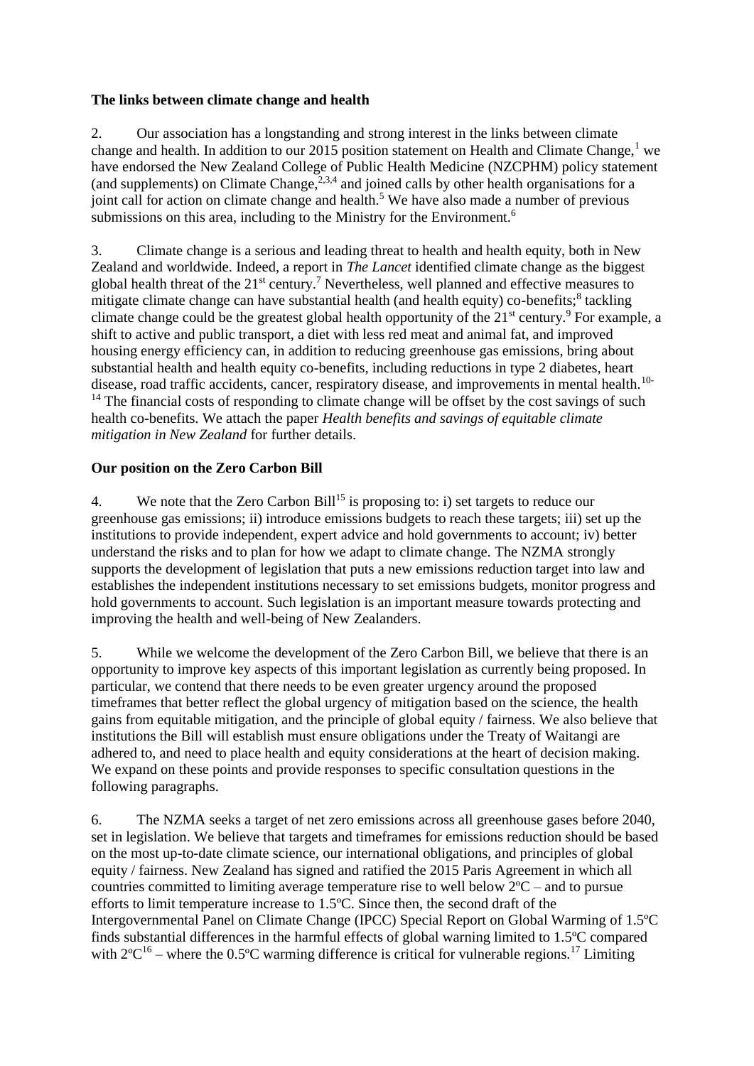**The links between climate change and health**

2. Our association has a longstanding and strong interest in the links between climate change and health. In addition to our 2015 position statement on Health and Climate Change,[1] we have endorsed the New Zealand College of Public Health Medicine (NZCPHM) policy statement (and supplements) on Climate Change,[2,3,4] and joined calls by other health organisations for a joint call for action on climate change and health.[5] We have also made a number of previous submissions on this area, including to the Ministry for the Environment.[6]

3. Climate change is a serious and leading threat to health and health equity, both in New Zealand and worldwide. Indeed, a report in *The Lancet* identified climate change as the biggest global health threat of the 21st century.[7] Nevertheless, well planned and effective measures to mitigate climate change can have substantial health (and health equity) co-benefits;[8] tackling climate change could be the greatest global health opportunity of the 21st century.[9] For example, a shift to active and public transport, a diet with less red meat and animal fat, and improved housing energy efficiency can, in addition to reducing greenhouse gas emissions, bring about substantial health and health equity co-benefits, including reductions in type 2 diabetes, heart disease, road traffic accidents, cancer, respiratory disease, and improvements in mental health.[10-14] The financial costs of responding to climate change will be offset by the cost savings of such health co-benefits. We attach the paper *Health benefits and savings of equitable climate mitigation in New Zealand* for further details.

**Our position on the Zero Carbon Bill**

4. We note that the Zero Carbon Bill[15] is proposing to: i) set targets to reduce our greenhouse gas emissions; ii) introduce emissions budgets to reach these targets; iii) set up the institutions to provide independent, expert advice and hold governments to account; iv) better understand the risks and to plan for how we adapt to climate change. The NZMA strongly supports the development of legislation that puts a new emissions reduction target into law and establishes the independent institutions necessary to set emissions budgets, monitor progress and hold governments to account. Such legislation is an important measure towards protecting and improving the health and well-being of New Zealanders.

5. While we welcome the development of the Zero Carbon Bill, we believe that there is an opportunity to improve key aspects of this important legislation as currently being proposed. In particular, we contend that there needs to be even greater urgency around the proposed timeframes that better reflect the global urgency of mitigation based on the science, the health gains from equitable mitigation, and the principle of global equity / fairness. We also believe that institutions the Bill will establish must ensure obligations under the Treaty of Waitangi are adhered to, and need to place health and equity considerations at the heart of decision making. We expand on these points and provide responses to specific consultation questions in the following paragraphs.

6. The NZMA seeks a target of net zero emissions across all greenhouse gases before 2040, set in legislation. We believe that targets and timeframes for emissions reduction should be based on the most up-to-date climate science, our international obligations, and principles of global equity / fairness. New Zealand has signed and ratified the 2015 Paris Agreement in which all countries committed to limiting average temperature rise to well below 2ºC – and to pursue efforts to limit temperature increase to 1.5ºC. Since then, the second draft of the Intergovernmental Panel on Climate Change (IPCC) Special Report on Global Warming of 1.5ºC finds substantial differences in the harmful effects of global warning limited to 1.5ºC compared with 2ºC[16] – where the 0.5ºC warming difference is critical for vulnerable regions.[17] Limiting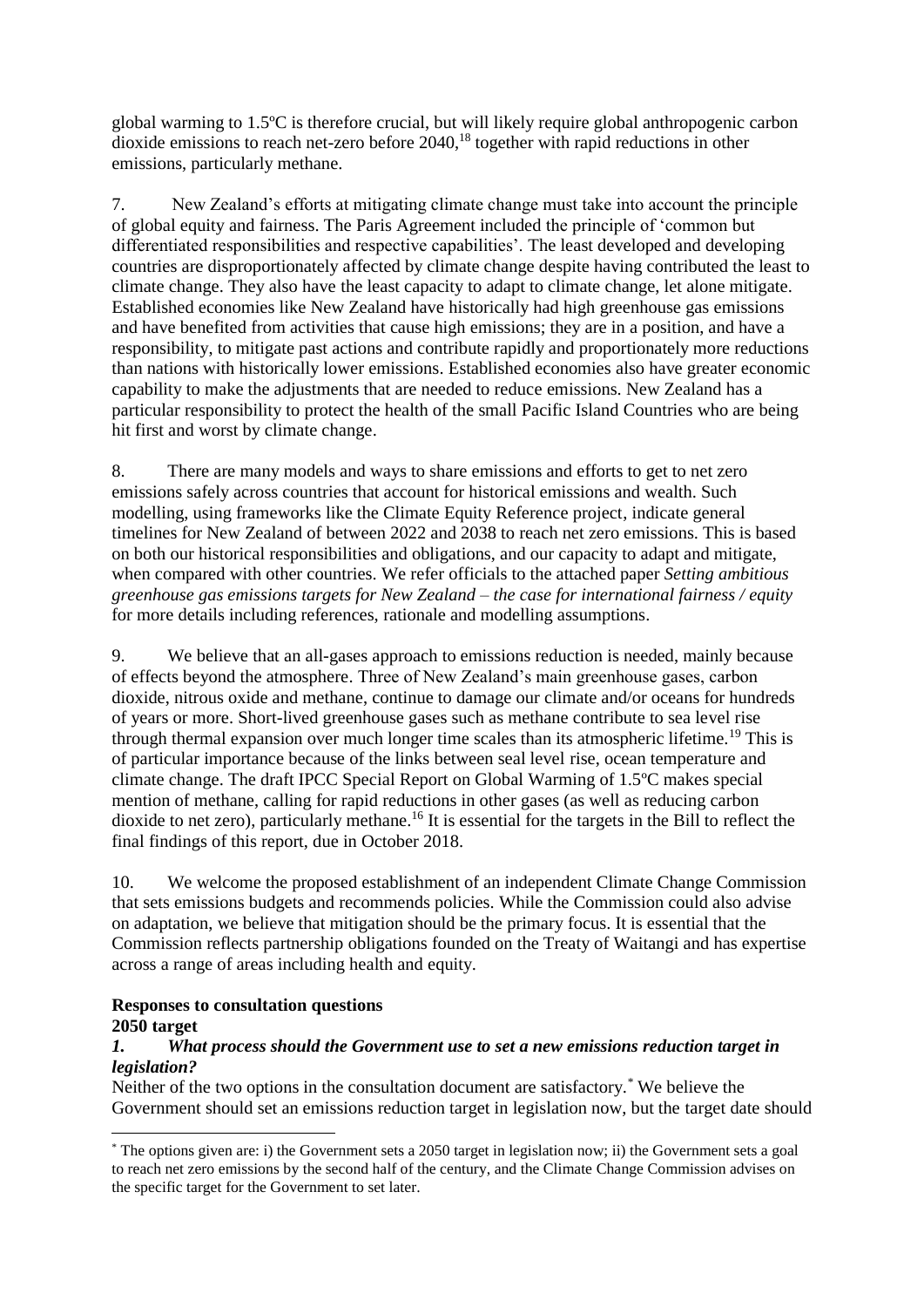global warming to 1.5ºC is therefore crucial, but will likely require global anthropogenic carbon dioxide emissions to reach net-zero before 2040,[18] together with rapid reductions in other emissions, particularly methane.

7. New Zealand's efforts at mitigating climate change must take into account the principle of global equity and fairness. The Paris Agreement included the principle of 'common but differentiated responsibilities and respective capabilities'. The least developed and developing countries are disproportionately affected by climate change despite having contributed the least to climate change. They also have the least capacity to adapt to climate change, let alone mitigate. Established economies like New Zealand have historically had high greenhouse gas emissions and have benefited from activities that cause high emissions; they are in a position, and have a responsibility, to mitigate past actions and contribute rapidly and proportionately more reductions than nations with historically lower emissions. Established economies also have greater economic capability to make the adjustments that are needed to reduce emissions. New Zealand has a particular responsibility to protect the health of the small Pacific Island Countries who are being hit first and worst by climate change.

8. There are many models and ways to share emissions and efforts to get to net zero emissions safely across countries that account for historical emissions and wealth. Such modelling, using frameworks like the Climate Equity Reference project, indicate general timelines for New Zealand of between 2022 and 2038 to reach net zero emissions. This is based on both our historical responsibilities and obligations, and our capacity to adapt and mitigate, when compared with other countries. We refer officials to the attached paper *Setting ambitious greenhouse gas emissions targets for New Zealand – the case for international fairness / equity* for more details including references, rationale and modelling assumptions.

9. We believe that an all-gases approach to emissions reduction is needed, mainly because of effects beyond the atmosphere. Three of New Zealand's main greenhouse gases, carbon dioxide, nitrous oxide and methane, continue to damage our climate and/or oceans for hundreds of years or more. Short-lived greenhouse gases such as methane contribute to sea level rise through thermal expansion over much longer time scales than its atmospheric lifetime.[19] This is of particular importance because of the links between seal level rise, ocean temperature and climate change. The draft IPCC Special Report on Global Warming of 1.5ºC makes special mention of methane, calling for rapid reductions in other gases (as well as reducing carbon dioxide to net zero), particularly methane.[16] It is essential for the targets in the Bill to reflect the final findings of this report, due in October 2018.

10. We welcome the proposed establishment of an independent Climate Change Commission that sets emissions budgets and recommends policies. While the Commission could also advise on adaptation, we believe that mitigation should be the primary focus. It is essential that the Commission reflects partnership obligations founded on the Treaty of Waitangi and has expertise across a range of areas including health and equity.

## Responses to consultation questions

### 2050 target

#### *1. What process should the Government use to set a new emissions reduction target in legislation?*

Neither of the two options in the consultation document are satisfactory.* We believe the Government should set an emissions reduction target in legislation now, but the target date should

* The options given are: i) the Government sets a 2050 target in legislation now; ii) the Government sets a goal to reach net zero emissions by the second half of the century, and the Climate Change Commission advises on the specific target for the Government to set later.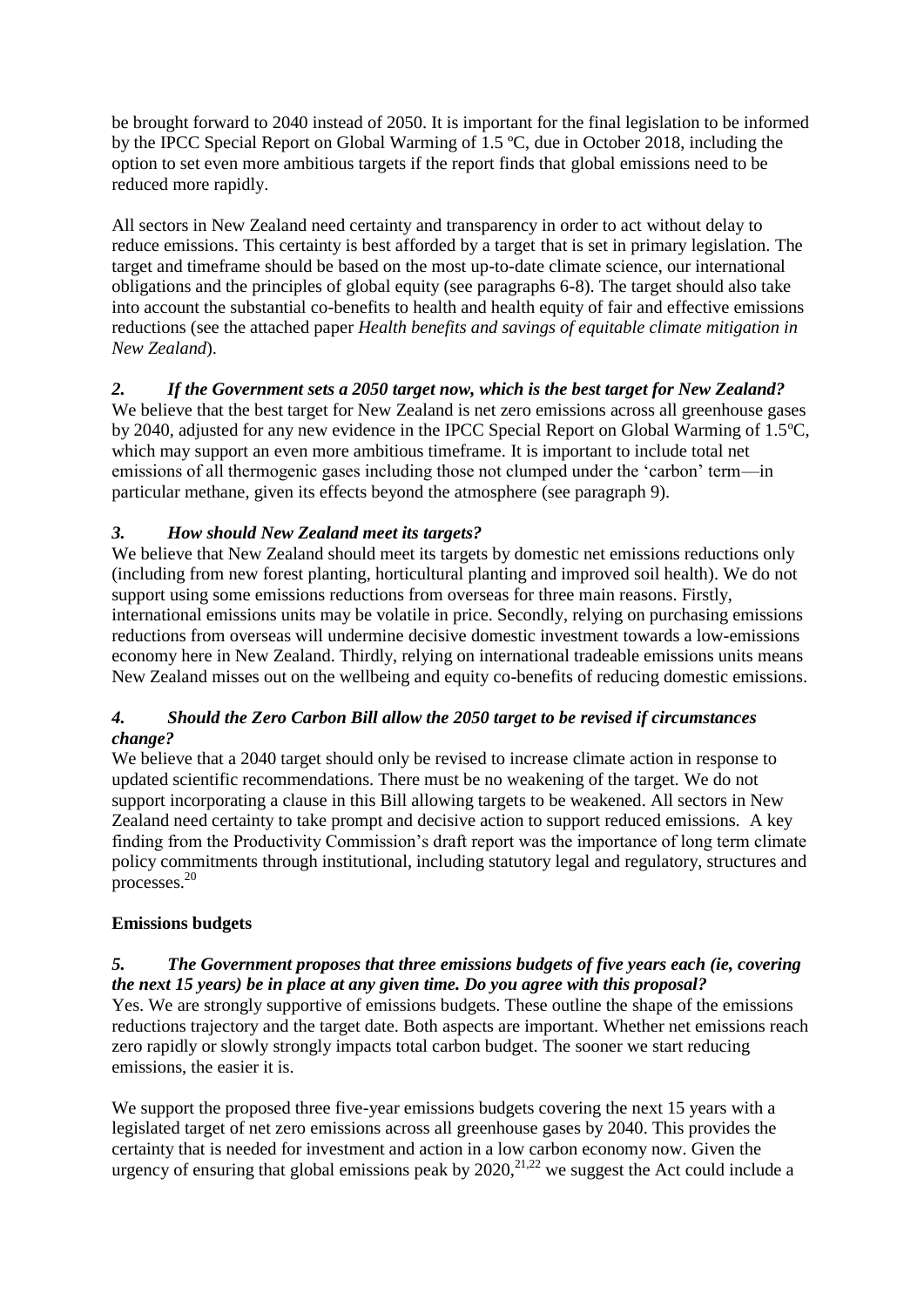be brought forward to 2040 instead of 2050. It is important for the final legislation to be informed by the IPCC Special Report on Global Warming of 1.5 ºC, due in October 2018, including the option to set even more ambitious targets if the report finds that global emissions need to be reduced more rapidly.

All sectors in New Zealand need certainty and transparency in order to act without delay to reduce emissions. This certainty is best afforded by a target that is set in primary legislation. The target and timeframe should be based on the most up-to-date climate science, our international obligations and the principles of global equity (see paragraphs 6-8). The target should also take into account the substantial co-benefits to health and health equity of fair and effective emissions reductions (see the attached paper *Health benefits and savings of equitable climate mitigation in New Zealand*).

***2. If the Government sets a 2050 target now, which is the best target for New Zealand?***

We believe that the best target for New Zealand is net zero emissions across all greenhouse gases by 2040, adjusted for any new evidence in the IPCC Special Report on Global Warming of 1.5ºC, which may support an even more ambitious timeframe. It is important to include total net emissions of all thermogenic gases including those not clumped under the 'carbon' term—in particular methane, given its effects beyond the atmosphere (see paragraph 9).

***3. How should New Zealand meet its targets?***

We believe that New Zealand should meet its targets by domestic net emissions reductions only (including from new forest planting, horticultural planting and improved soil health). We do not support using some emissions reductions from overseas for three main reasons. Firstly, international emissions units may be volatile in price. Secondly, relying on purchasing emissions reductions from overseas will undermine decisive domestic investment towards a low-emissions economy here in New Zealand. Thirdly, relying on international tradeable emissions units means New Zealand misses out on the wellbeing and equity co-benefits of reducing domestic emissions.

***4. Should the Zero Carbon Bill allow the 2050 target to be revised if circumstances change?***

We believe that a 2040 target should only be revised to increase climate action in response to updated scientific recommendations. There must be no weakening of the target. We do not support incorporating a clause in this Bill allowing targets to be weakened. All sectors in New Zealand need certainty to take prompt and decisive action to support reduced emissions. A key finding from the Productivity Commission's draft report was the importance of long term climate policy commitments through institutional, including statutory legal and regulatory, structures and processes.[20]

**Emissions budgets**

***5. The Government proposes that three emissions budgets of five years each (ie, covering the next 15 years) be in place at any given time. Do you agree with this proposal?***

Yes. We are strongly supportive of emissions budgets. These outline the shape of the emissions reductions trajectory and the target date. Both aspects are important. Whether net emissions reach zero rapidly or slowly strongly impacts total carbon budget. The sooner we start reducing emissions, the easier it is.

We support the proposed three five-year emissions budgets covering the next 15 years with a legislated target of net zero emissions across all greenhouse gases by 2040. This provides the certainty that is needed for investment and action in a low carbon economy now. Given the urgency of ensuring that global emissions peak by 2020,[21,22] we suggest the Act could include a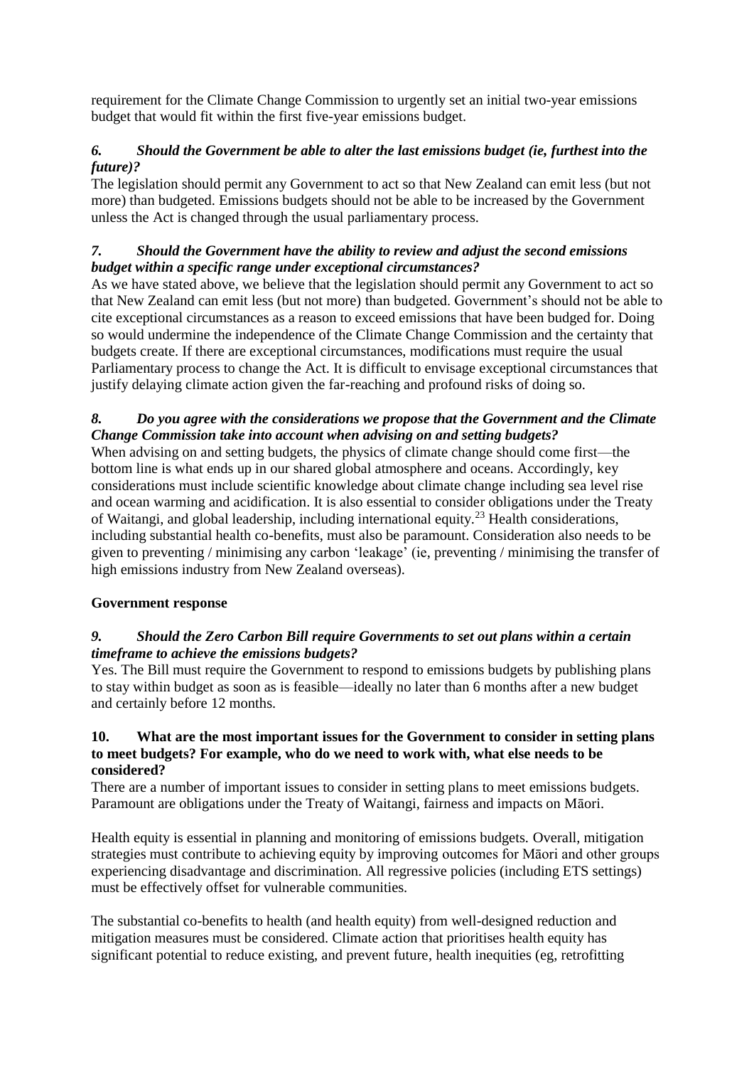requirement for the Climate Change Commission to urgently set an initial two-year emissions budget that would fit within the first five-year emissions budget.

### *6. Should the Government be able to alter the last emissions budget (ie, furthest into the future)?*

The legislation should permit any Government to act so that New Zealand can emit less (but not more) than budgeted. Emissions budgets should not be able to be increased by the Government unless the Act is changed through the usual parliamentary process.

### *7. Should the Government have the ability to review and adjust the second emissions budget within a specific range under exceptional circumstances?*

As we have stated above, we believe that the legislation should permit any Government to act so that New Zealand can emit less (but not more) than budgeted. Government's should not be able to cite exceptional circumstances as a reason to exceed emissions that have been budged for. Doing so would undermine the independence of the Climate Change Commission and the certainty that budgets create. If there are exceptional circumstances, modifications must require the usual Parliamentary process to change the Act. It is difficult to envisage exceptional circumstances that justify delaying climate action given the far-reaching and profound risks of doing so.

### *8. Do you agree with the considerations we propose that the Government and the Climate Change Commission take into account when advising on and setting budgets?*

When advising on and setting budgets, the physics of climate change should come first—the bottom line is what ends up in our shared global atmosphere and oceans. Accordingly, key considerations must include scientific knowledge about climate change including sea level rise and ocean warming and acidification. It is also essential to consider obligations under the Treaty of Waitangi, and global leadership, including international equity.[23] Health considerations, including substantial health co-benefits, must also be paramount. Consideration also needs to be given to preventing / minimising any carbon 'leakage' (ie, preventing / minimising the transfer of high emissions industry from New Zealand overseas).

## Government response

### *9. Should the Zero Carbon Bill require Governments to set out plans within a certain timeframe to achieve the emissions budgets?*

Yes. The Bill must require the Government to respond to emissions budgets by publishing plans to stay within budget as soon as is feasible—ideally no later than 6 months after a new budget and certainly before 12 months.

### 10. What are the most important issues for the Government to consider in setting plans to meet budgets? For example, who do we need to work with, what else needs to be considered?

There are a number of important issues to consider in setting plans to meet emissions budgets. Paramount are obligations under the Treaty of Waitangi, fairness and impacts on Māori.

Health equity is essential in planning and monitoring of emissions budgets. Overall, mitigation strategies must contribute to achieving equity by improving outcomes for Māori and other groups experiencing disadvantage and discrimination. All regressive policies (including ETS settings) must be effectively offset for vulnerable communities.

The substantial co-benefits to health (and health equity) from well-designed reduction and mitigation measures must be considered. Climate action that prioritises health equity has significant potential to reduce existing, and prevent future, health inequities (eg, retrofitting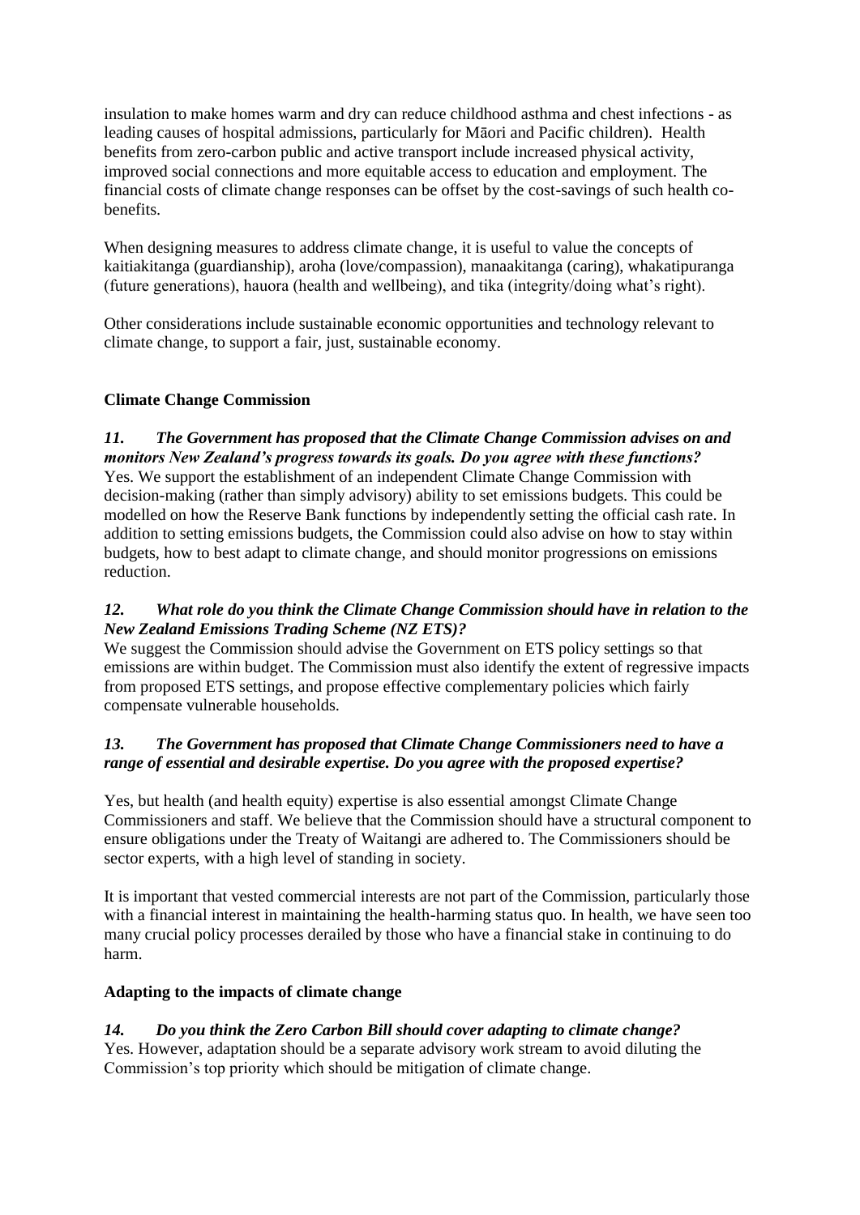insulation to make homes warm and dry can reduce childhood asthma and chest infections - as leading causes of hospital admissions, particularly for Māori and Pacific children). Health benefits from zero-carbon public and active transport include increased physical activity, improved social connections and more equitable access to education and employment. The financial costs of climate change responses can be offset by the cost-savings of such health co-benefits.

When designing measures to address climate change, it is useful to value the concepts of kaitiakitanga (guardianship), aroha (love/compassion), manaakitanga (caring), whakatipuranga (future generations), hauora (health and wellbeing), and tika (integrity/doing what's right).

Other considerations include sustainable economic opportunities and technology relevant to climate change, to support a fair, just, sustainable economy.

**Climate Change Commission**

***11. The Government has proposed that the Climate Change Commission advises on and monitors New Zealand's progress towards its goals. Do you agree with these functions?***

Yes. We support the establishment of an independent Climate Change Commission with decision-making (rather than simply advisory) ability to set emissions budgets. This could be modelled on how the Reserve Bank functions by independently setting the official cash rate. In addition to setting emissions budgets, the Commission could also advise on how to stay within budgets, how to best adapt to climate change, and should monitor progressions on emissions reduction.

***12. What role do you think the Climate Change Commission should have in relation to the New Zealand Emissions Trading Scheme (NZ ETS)?***

We suggest the Commission should advise the Government on ETS policy settings so that emissions are within budget. The Commission must also identify the extent of regressive impacts from proposed ETS settings, and propose effective complementary policies which fairly compensate vulnerable households.

***13. The Government has proposed that Climate Change Commissioners need to have a range of essential and desirable expertise. Do you agree with the proposed expertise?***

Yes, but health (and health equity) expertise is also essential amongst Climate Change Commissioners and staff. We believe that the Commission should have a structural component to ensure obligations under the Treaty of Waitangi are adhered to. The Commissioners should be sector experts, with a high level of standing in society.

It is important that vested commercial interests are not part of the Commission, particularly those with a financial interest in maintaining the health-harming status quo. In health, we have seen too many crucial policy processes derailed by those who have a financial stake in continuing to do harm.

**Adapting to the impacts of climate change**

***14. Do you think the Zero Carbon Bill should cover adapting to climate change?***

Yes. However, adaptation should be a separate advisory work stream to avoid diluting the Commission's top priority which should be mitigation of climate change.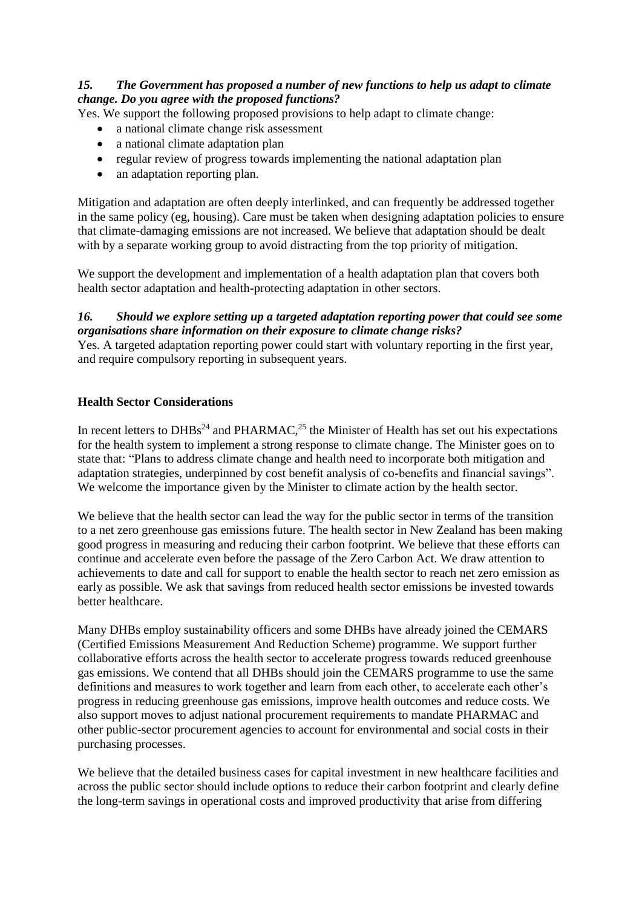### *15. The Government has proposed a number of new functions to help us adapt to climate change. Do you agree with the proposed functions?*

Yes. We support the following proposed provisions to help adapt to climate change:

- a national climate change risk assessment
- a national climate adaptation plan
- regular review of progress towards implementing the national adaptation plan
- an adaptation reporting plan.

Mitigation and adaptation are often deeply interlinked, and can frequently be addressed together in the same policy (eg, housing). Care must be taken when designing adaptation policies to ensure that climate-damaging emissions are not increased. We believe that adaptation should be dealt with by a separate working group to avoid distracting from the top priority of mitigation.

We support the development and implementation of a health adaptation plan that covers both health sector adaptation and health-protecting adaptation in other sectors.

### *16. Should we explore setting up a targeted adaptation reporting power that could see some organisations share information on their exposure to climate change risks?*

Yes. A targeted adaptation reporting power could start with voluntary reporting in the first year, and require compulsory reporting in subsequent years.

## Health Sector Considerations

In recent letters to DHBs[24] and PHARMAC,[25] the Minister of Health has set out his expectations for the health system to implement a strong response to climate change. The Minister goes on to state that: "Plans to address climate change and health need to incorporate both mitigation and adaptation strategies, underpinned by cost benefit analysis of co-benefits and financial savings". We welcome the importance given by the Minister to climate action by the health sector.

We believe that the health sector can lead the way for the public sector in terms of the transition to a net zero greenhouse gas emissions future. The health sector in New Zealand has been making good progress in measuring and reducing their carbon footprint. We believe that these efforts can continue and accelerate even before the passage of the Zero Carbon Act. We draw attention to achievements to date and call for support to enable the health sector to reach net zero emission as early as possible. We ask that savings from reduced health sector emissions be invested towards better healthcare.

Many DHBs employ sustainability officers and some DHBs have already joined the CEMARS (Certified Emissions Measurement And Reduction Scheme) programme. We support further collaborative efforts across the health sector to accelerate progress towards reduced greenhouse gas emissions. We contend that all DHBs should join the CEMARS programme to use the same definitions and measures to work together and learn from each other, to accelerate each other's progress in reducing greenhouse gas emissions, improve health outcomes and reduce costs. We also support moves to adjust national procurement requirements to mandate PHARMAC and other public-sector procurement agencies to account for environmental and social costs in their purchasing processes.

We believe that the detailed business cases for capital investment in new healthcare facilities and across the public sector should include options to reduce their carbon footprint and clearly define the long-term savings in operational costs and improved productivity that arise from differing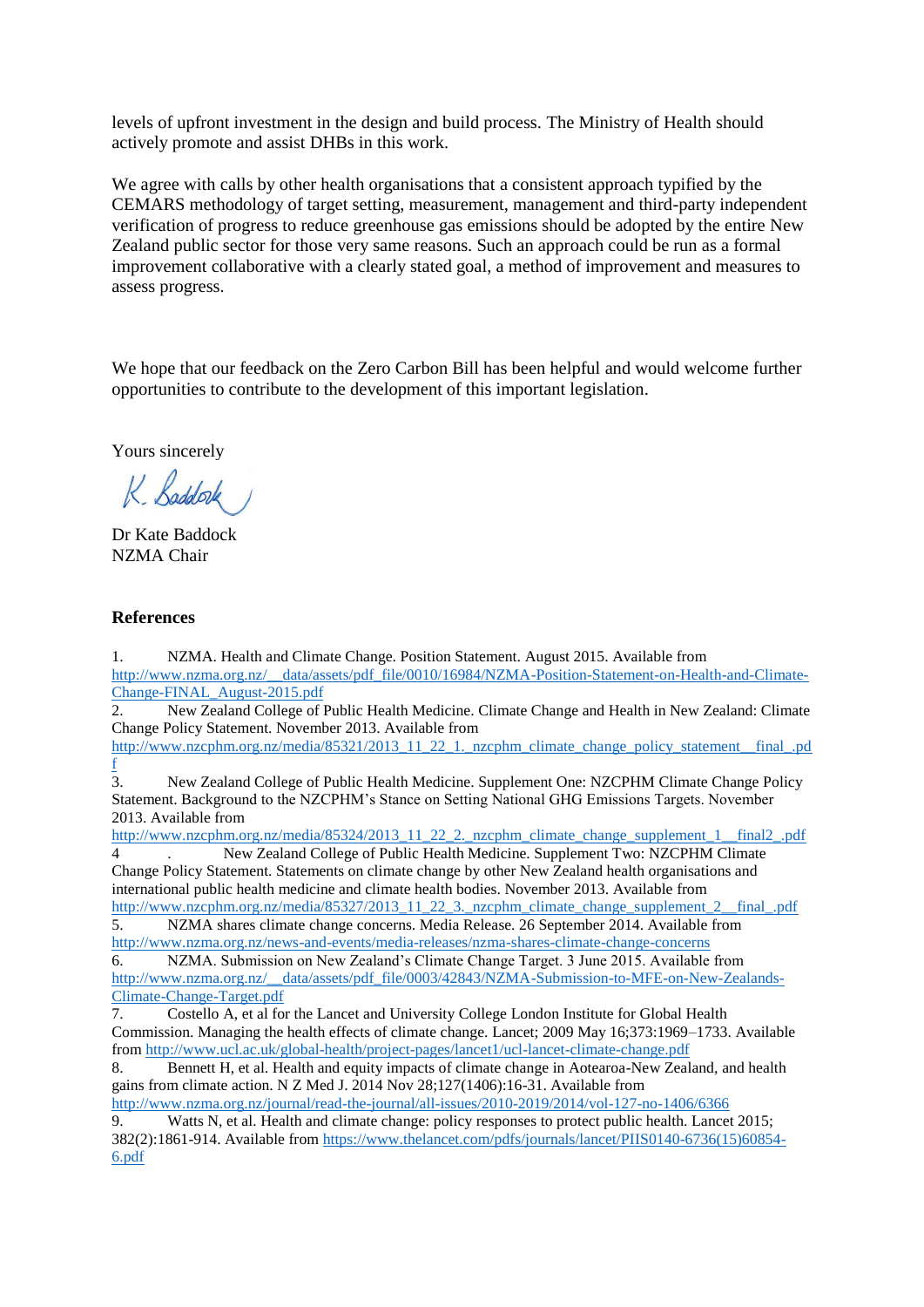levels of upfront investment in the design and build process. The Ministry of Health should actively promote and assist DHBs in this work.

We agree with calls by other health organisations that a consistent approach typified by the CEMARS methodology of target setting, measurement, management and third-party independent verification of progress to reduce greenhouse gas emissions should be adopted by the entire New Zealand public sector for those very same reasons. Such an approach could be run as a formal improvement collaborative with a clearly stated goal, a method of improvement and measures to assess progress.

We hope that our feedback on the Zero Carbon Bill has been helpful and would welcome further opportunities to contribute to the development of this important legislation.

Yours sincerely

K. Baddock

Dr Kate Baddock
NZMA Chair

**References**

1. NZMA. Health and Climate Change. Position Statement. August 2015. Available from http://www.nzma.org.nz/__data/assets/pdf_file/0010/16984/NZMA-Position-Statement-on-Health-and-Climate-Change-FINAL_August-2015.pdf
2. New Zealand College of Public Health Medicine. Climate Change and Health in New Zealand: Climate Change Policy Statement. November 2013. Available from http://www.nzcphm.org.nz/media/85321/2013_11_22_1._nzcphm_climate_change_policy_statement__final_.pdf
3. New Zealand College of Public Health Medicine. Supplement One: NZCPHM Climate Change Policy Statement. Background to the NZCPHM's Stance on Setting National GHG Emissions Targets. November 2013. Available from http://www.nzcphm.org.nz/media/85324/2013_11_22_2._nzcphm_climate_change_supplement_1__final2_.pdf
4. New Zealand College of Public Health Medicine. Supplement Two: NZCPHM Climate Change Policy Statement. Statements on climate change by other New Zealand health organisations and international public health medicine and climate health bodies. November 2013. Available from http://www.nzcphm.org.nz/media/85327/2013_11_22_3._nzcphm_climate_change_supplement_2__final_.pdf
5. NZMA shares climate change concerns. Media Release. 26 September 2014. Available from http://www.nzma.org.nz/news-and-events/media-releases/nzma-shares-climate-change-concerns
6. NZMA. Submission on New Zealand's Climate Change Target. 3 June 2015. Available from http://www.nzma.org.nz/__data/assets/pdf_file/0003/42843/NZMA-Submission-to-MFE-on-New-Zealands-Climate-Change-Target.pdf
7. Costello A, et al for the Lancet and University College London Institute for Global Health Commission. Managing the health effects of climate change. Lancet; 2009 May 16;373:1969–1733. Available from http://www.ucl.ac.uk/global-health/project-pages/lancet1/ucl-lancet-climate-change.pdf
8. Bennett H, et al. Health and equity impacts of climate change in Aotearoa-New Zealand, and health gains from climate action. N Z Med J. 2014 Nov 28;127(1406):16-31. Available from http://www.nzma.org.nz/journal/read-the-journal/all-issues/2010-2019/2014/vol-127-no-1406/6366
9. Watts N, et al. Health and climate change: policy responses to protect public health. Lancet 2015; 382(2):1861-914. Available from https://www.thelancet.com/pdfs/journals/lancet/PIIS0140-6736(15)60854-6.pdf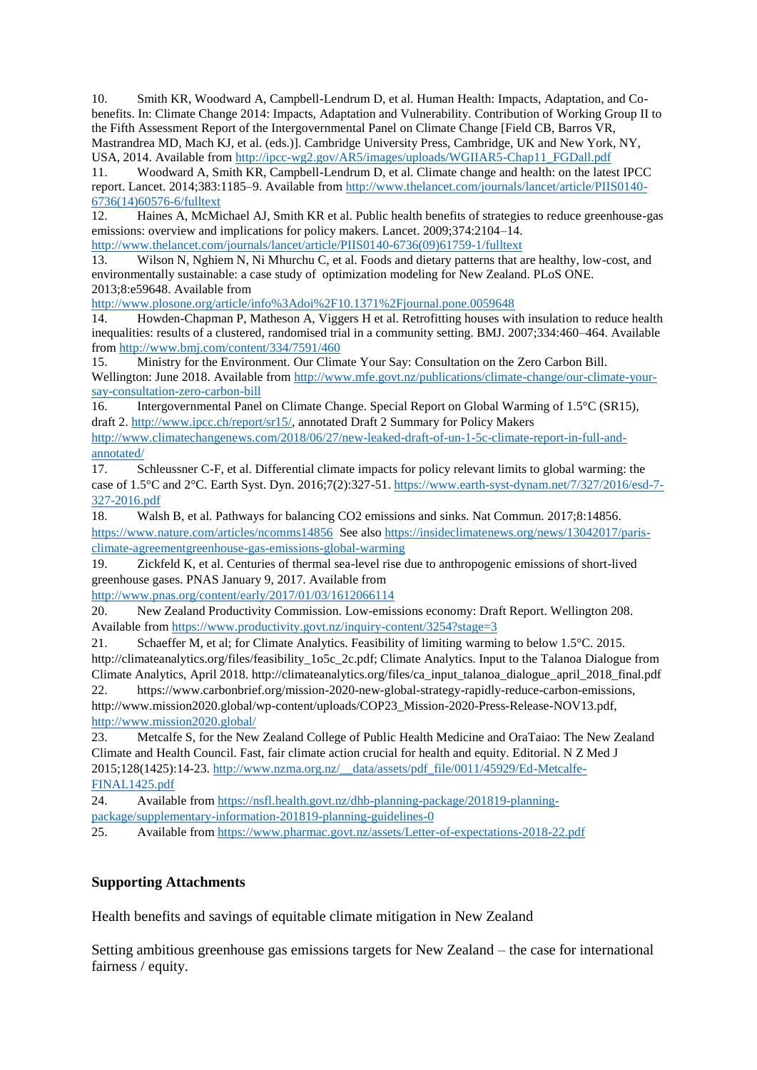10. Smith KR, Woodward A, Campbell-Lendrum D, et al. Human Health: Impacts, Adaptation, and Co-benefits. In: Climate Change 2014: Impacts, Adaptation and Vulnerability. Contribution of Working Group II to the Fifth Assessment Report of the Intergovernmental Panel on Climate Change [Field CB, Barros VR, Mastrandrea MD, Mach KJ, et al. (eds.)]. Cambridge University Press, Cambridge, UK and New York, NY, USA, 2014. Available from http://ipcc-wg2.gov/AR5/images/uploads/WGIIAR5-Chap11_FGDall.pdf
11. Woodward A, Smith KR, Campbell-Lendrum D, et al. Climate change and health: on the latest IPCC report. Lancet. 2014;383:1185–9. Available from http://www.thelancet.com/journals/lancet/article/PIIS0140-6736(14)60576-6/fulltext
12. Haines A, McMichael AJ, Smith KR et al. Public health benefits of strategies to reduce greenhouse-gas emissions: overview and implications for policy makers. Lancet. 2009;374:2104–14. http://www.thelancet.com/journals/lancet/article/PIIS0140-6736(09)61759-1/fulltext
13. Wilson N, Nghiem N, Ni Mhurchu C, et al. Foods and dietary patterns that are healthy, low-cost, and environmentally sustainable: a case study of optimization modeling for New Zealand. PLoS ONE. 2013;8:e59648. Available from http://www.plosone.org/article/info%3Adoi%2F10.1371%2Fjournal.pone.0059648
14. Howden-Chapman P, Matheson A, Viggers H et al. Retrofitting houses with insulation to reduce health inequalities: results of a clustered, randomised trial in a community setting. BMJ. 2007;334:460–464. Available from http://www.bmj.com/content/334/7591/460
15. Ministry for the Environment. Our Climate Your Say: Consultation on the Zero Carbon Bill. Wellington: June 2018. Available from http://www.mfe.govt.nz/publications/climate-change/our-climate-your-say-consultation-zero-carbon-bill
16. Intergovernmental Panel on Climate Change. Special Report on Global Warming of 1.5°C (SR15), draft 2. http://www.ipcc.ch/report/sr15/, annotated Draft 2 Summary for Policy Makers http://www.climatechangenews.com/2018/06/27/new-leaked-draft-of-un-1-5c-climate-report-in-full-and-annotated/
17. Schleussner C-F, et al. Differential climate impacts for policy relevant limits to global warming: the case of 1.5°C and 2°C. Earth Syst. Dyn. 2016;7(2):327-51. https://www.earth-syst-dynam.net/7/327/2016/esd-7-327-2016.pdf
18. Walsh B, et al. Pathways for balancing CO2 emissions and sinks. Nat Commun. 2017;8:14856. https://www.nature.com/articles/ncomms14856 See also https://insideclimatenews.org/news/13042017/paris-climate-agreementgreenhouse-gas-emissions-global-warming
19. Zickfeld K, et al. Centuries of thermal sea-level rise due to anthropogenic emissions of short-lived greenhouse gases. PNAS January 9, 2017. Available from http://www.pnas.org/content/early/2017/01/03/1612066114
20. New Zealand Productivity Commission. Low-emissions economy: Draft Report. Wellington 208. Available from https://www.productivity.govt.nz/inquiry-content/3254?stage=3
21. Schaeffer M, et al; for Climate Analytics. Feasibility of limiting warming to below 1.5°C. 2015. http://climateanalytics.org/files/feasibility_1o5c_2c.pdf; Climate Analytics. Input to the Talanoa Dialogue from Climate Analytics, April 2018. http://climateanalytics.org/files/ca_input_talanoa_dialogue_april_2018_final.pdf
22. https://www.carbonbrief.org/mission-2020-new-global-strategy-rapidly-reduce-carbon-emissions, http://www.mission2020.global/wp-content/uploads/COP23_Mission-2020-Press-Release-NOV13.pdf, http://www.mission2020.global/
23. Metcalfe S, for the New Zealand College of Public Health Medicine and OraTaiao: The New Zealand Climate and Health Council. Fast, fair climate action crucial for health and equity. Editorial. N Z Med J 2015;128(1425):14-23. http://www.nzma.org.nz/__data/assets/pdf_file/0011/45929/Ed-Metcalfe-FINAL1425.pdf
24. Available from https://nsfl.health.govt.nz/dhb-planning-package/201819-planning-package/supplementary-information-201819-planning-guidelines-0
25. Available from https://www.pharmac.govt.nz/assets/Letter-of-expectations-2018-22.pdf

## Supporting Attachments

Health benefits and savings of equitable climate mitigation in New Zealand

Setting ambitious greenhouse gas emissions targets for New Zealand – the case for international fairness / equity.